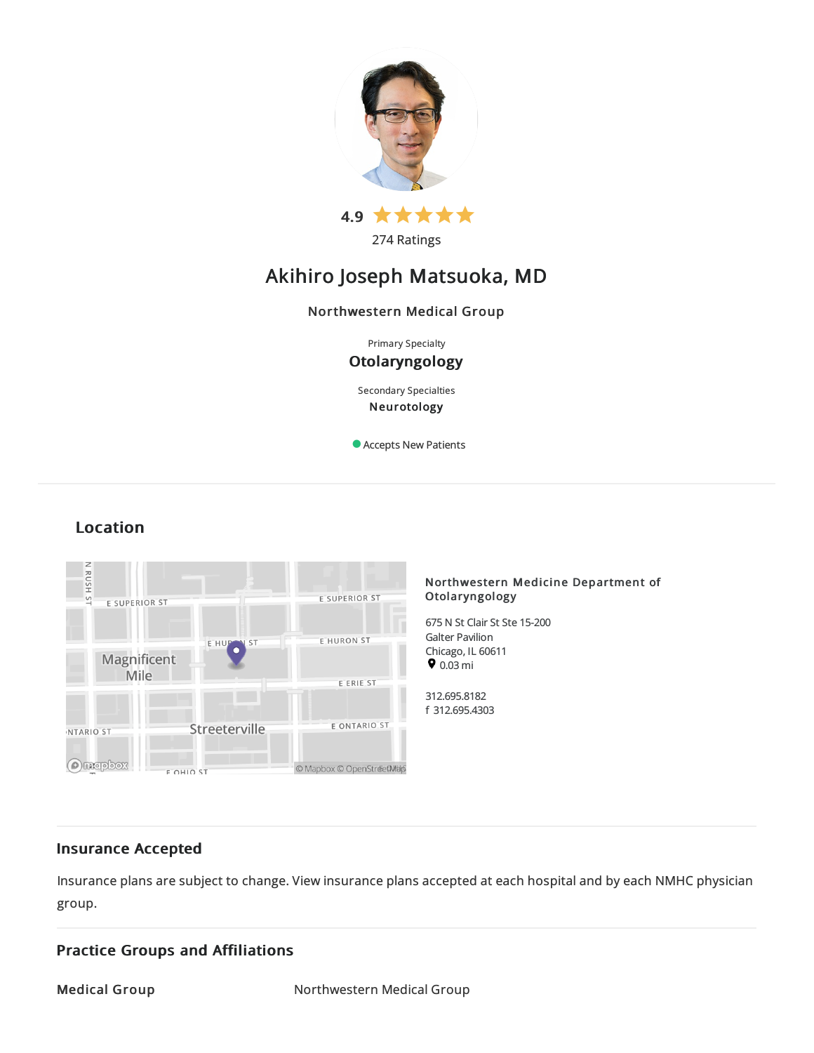4.9 ★★★★★

274 Ratings

# Akihiro Joseph Matsuoka, MD

**Northwestern Medical Group**

Primary Specialty

**Otolaryngology**

Secondary Specialties

**Neurotology**

Accepts New Patients

## Location

**Northwestern Medicine Department of Otolaryngology**

675 N St Clair St Ste 15-200
Galter Pavilion
Chicago, IL 60611
0.03 mi

312.695.8182
f 312.695.4303

## Insurance Accepted

Insurance plans are subject to change. View insurance plans accepted at each hospital and by each NMHC physician group.

## Practice Groups and Affiliations

| | |
|---|---|
| **Medical Group** | Northwestern Medical Group |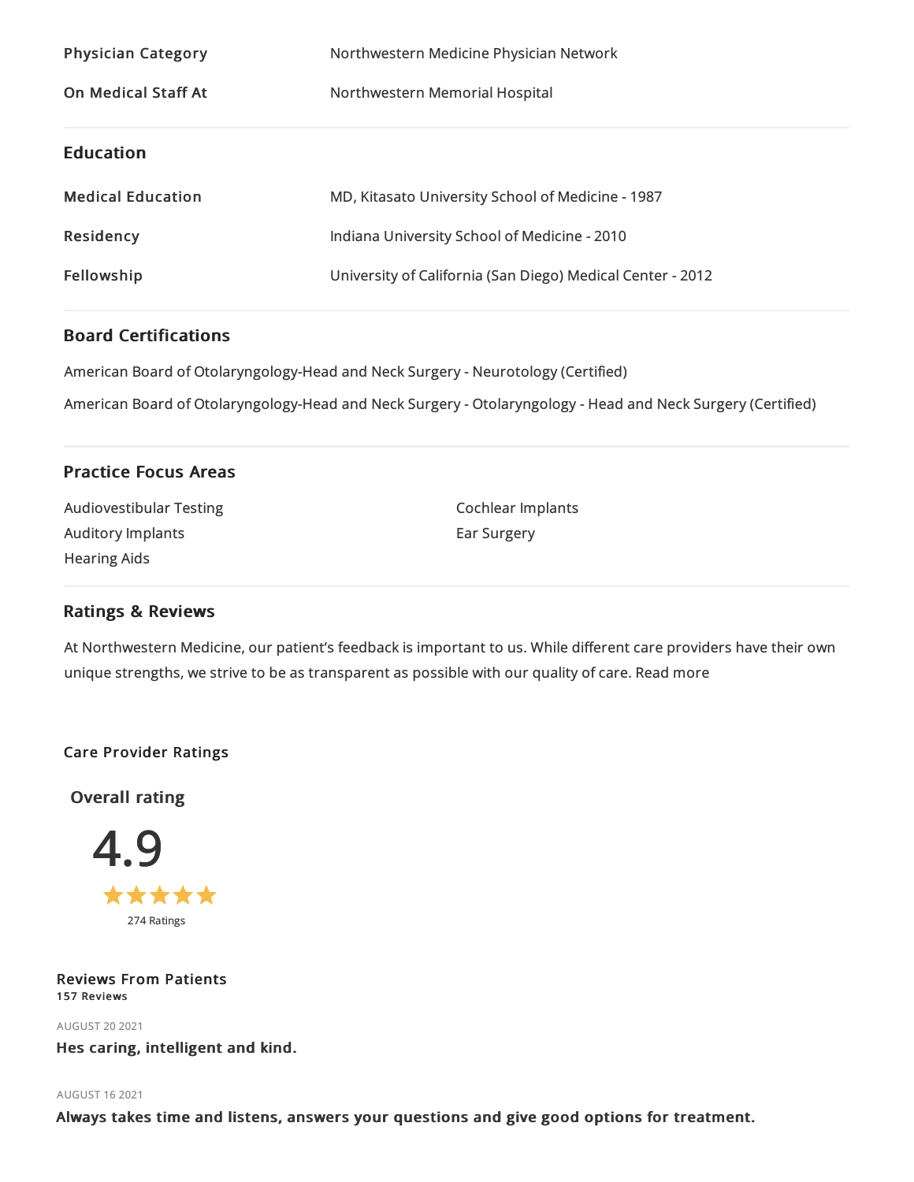| | |
|---|---|
| **Physician Category** | Northwestern Medicine Physician Network |
| **On Medical Staff At** | Northwestern Memorial Hospital |

## Education

| | |
|---|---|
| **Medical Education** | MD, Kitasato University School of Medicine - 1987 |
| **Residency** | Indiana University School of Medicine - 2010 |
| **Fellowship** | University of California (San Diego) Medical Center - 2012 |

## Board Certifications

American Board of Otolaryngology-Head and Neck Surgery - Neurotology (Certified)

American Board of Otolaryngology-Head and Neck Surgery - Otolaryngology - Head and Neck Surgery (Certified)

## Practice Focus Areas

- Audiovestibular Testing
- Auditory Implants
- Hearing Aids
- Cochlear Implants
- Ear Surgery

## Ratings & Reviews

At Northwestern Medicine, our patient's feedback is important to us. While different care providers have their own unique strengths, we strive to be as transparent as possible with our quality of care. Read more

### Care Provider Ratings

**Overall rating**

4.9

★★★★★

274 Ratings

### Reviews From Patients

**157 Reviews**

AUGUST 20 2021

**Hes caring, intelligent and kind.**

AUGUST 16 2021

**Always takes time and listens, answers your questions and give good options for treatment.**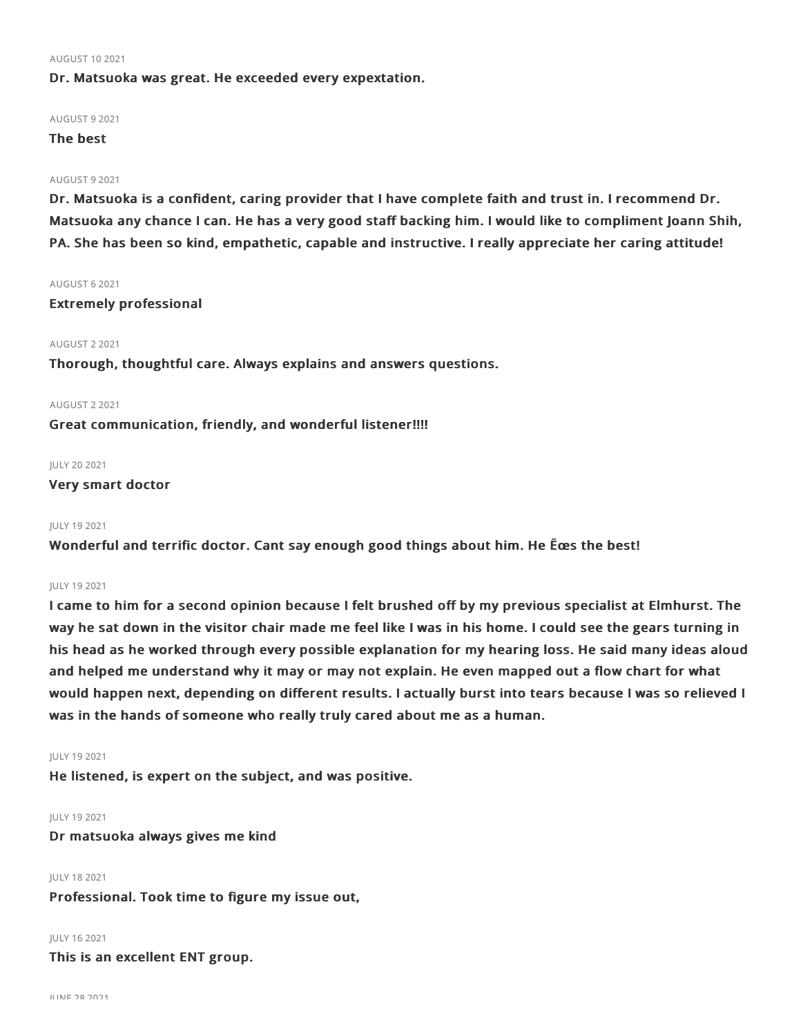AUGUST 10 2021

**Dr. Matsuoka was great. He exceeded every expextation.**

AUGUST 9 2021

**The best**

AUGUST 9 2021

**Dr. Matsuoka is a confident, caring provider that I have complete faith and trust in. I recommend Dr. Matsuoka any chance I can. He has a very good staff backing him. I would like to compliment Joann Shih, PA. She has been so kind, empathetic, capable and instructive. I really appreciate her caring attitude!**

AUGUST 6 2021

**Extremely professional**

AUGUST 2 2021

**Thorough, thoughtful care. Always explains and answers questions.**

AUGUST 2 2021

**Great communication, friendly, and wonderful listener!!!!**

JULY 20 2021

**Very smart doctor**

JULY 19 2021

**Wonderful and terrific doctor. Cant say enough good things about him. He Ëœs the best!**

JULY 19 2021

**I came to him for a second opinion because I felt brushed off by my previous specialist at Elmhurst. The way he sat down in the visitor chair made me feel like I was in his home. I could see the gears turning in his head as he worked through every possible explanation for my hearing loss. He said many ideas aloud and helped me understand why it may or may not explain. He even mapped out a flow chart for what would happen next, depending on different results. I actually burst into tears because I was so relieved I was in the hands of someone who really truly cared about me as a human.**

JULY 19 2021

**He listened, is expert on the subject, and was positive.**

JULY 19 2021

**Dr matsuoka always gives me kind**

JULY 18 2021

**Professional. Took time to figure my issue out,**

JULY 16 2021

**This is an excellent ENT group.**

JUNE 28 2021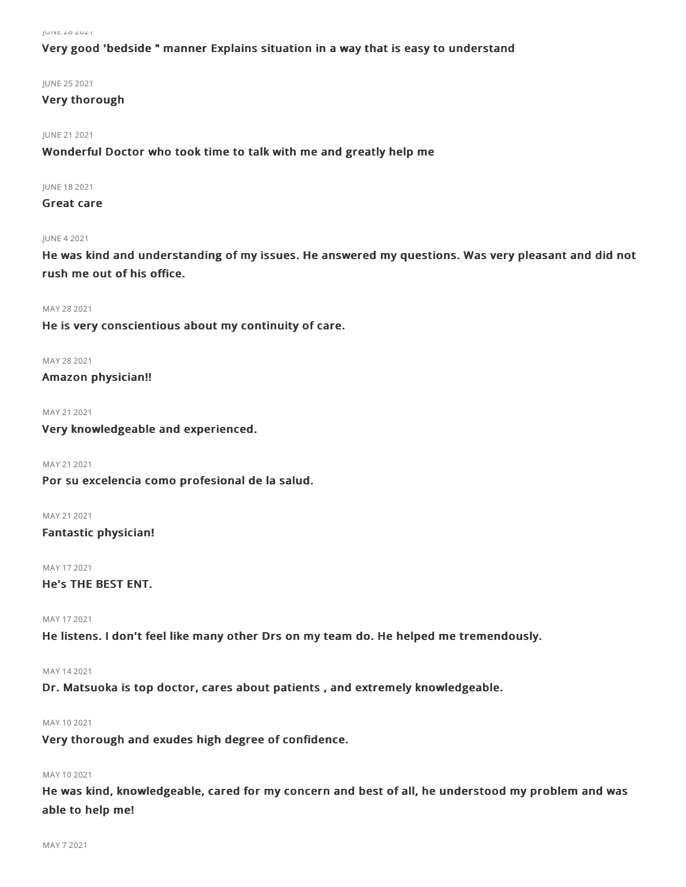JUNE 28 2021

**Very good 'bedside " manner Explains situation in a way that is easy to understand**

JUNE 25 2021

**Very thorough**

JUNE 21 2021

**Wonderful Doctor who took time to talk with me and greatly help me**

JUNE 18 2021

**Great care**

JUNE 4 2021

**He was kind and understanding of my issues. He answered my questions. Was very pleasant and did not rush me out of his office.**

MAY 28 2021

**He is very conscientious about my continuity of care.**

MAY 28 2021

**Amazon physician!!**

MAY 21 2021

**Very knowledgeable and experienced.**

MAY 21 2021

**Por su excelencia como profesional de la salud.**

MAY 21 2021

**Fantastic physician!**

MAY 17 2021

**He's THE BEST ENT.**

MAY 17 2021

**He listens. I don't feel like many other Drs on my team do. He helped me tremendously.**

MAY 14 2021

**Dr. Matsuoka is top doctor, cares about patients , and extremely knowledgeable.**

MAY 10 2021

**Very thorough and exudes high degree of confidence.**

MAY 10 2021

**He was kind, knowledgeable, cared for my concern and best of all, he understood my problem and was able to help me!**

MAY 7 2021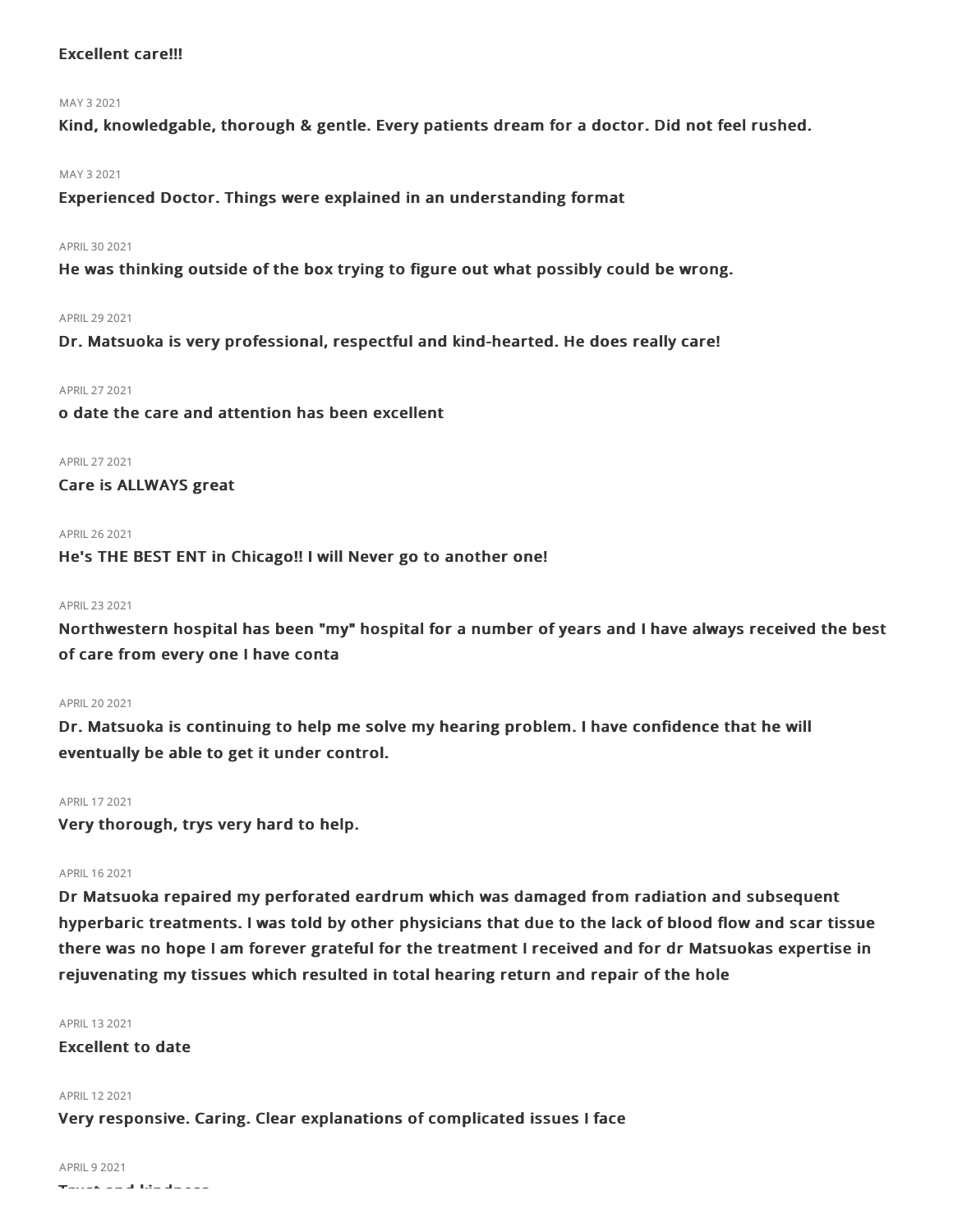**Excellent care!!!**

MAY 3 2021

**Kind, knowledgable, thorough & gentle. Every patients dream for a doctor. Did not feel rushed.**

MAY 3 2021

**Experienced Doctor. Things were explained in an understanding format**

APRIL 30 2021

**He was thinking outside of the box trying to figure out what possibly could be wrong.**

APRIL 29 2021

**Dr. Matsuoka is very professional, respectful and kind-hearted. He does really care!**

APRIL 27 2021

**o date the care and attention has been excellent**

APRIL 27 2021

**Care is ALLWAYS great**

APRIL 26 2021

**He's THE BEST ENT in Chicago!! I will Never go to another one!**

APRIL 23 2021

**Northwestern hospital has been "my" hospital for a number of years and I have always received the best of care from every one I have conta**

APRIL 20 2021

**Dr. Matsuoka is continuing to help me solve my hearing problem. I have confidence that he will eventually be able to get it under control.**

APRIL 17 2021

**Very thorough, trys very hard to help.**

APRIL 16 2021

**Dr Matsuoka repaired my perforated eardrum which was damaged from radiation and subsequent hyperbaric treatments. I was told by other physicians that due to the lack of blood flow and scar tissue there was no hope I am forever grateful for the treatment I received and for dr Matsuokas expertise in rejuvenating my tissues which resulted in total hearing return and repair of the hole**

APRIL 13 2021

**Excellent to date**

APRIL 12 2021

**Very responsive. Caring. Clear explanations of complicated issues I face**

APRIL 9 2021

**Trust and kindness**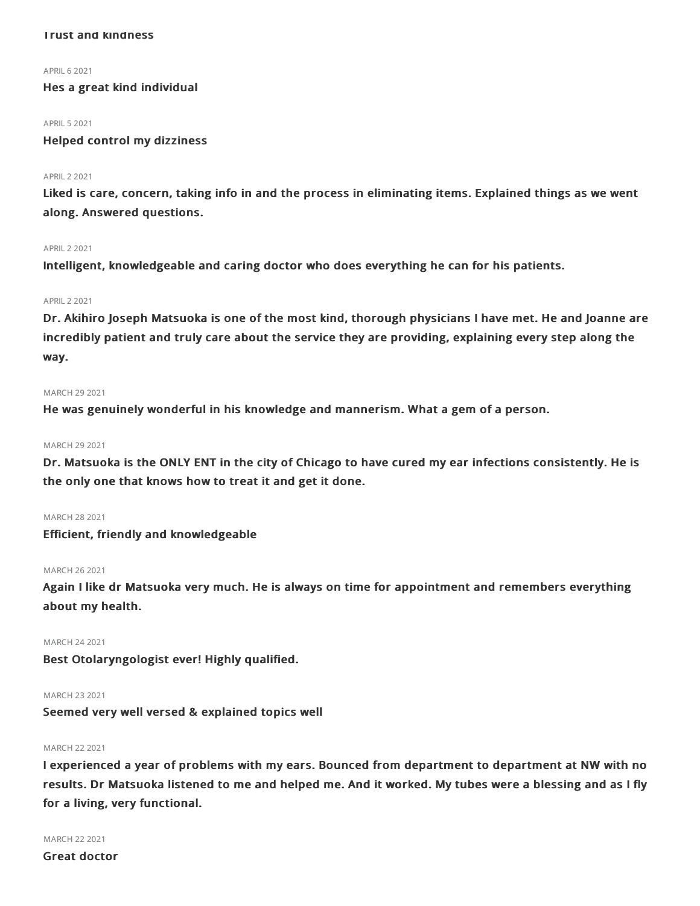**Trust and kindness**

APRIL 6 2021

**Hes a great kind individual**

APRIL 5 2021

**Helped control my dizziness**

APRIL 2 2021

**Liked is care, concern, taking info in and the process in eliminating items. Explained things as we went along. Answered questions.**

APRIL 2 2021

**Intelligent, knowledgeable and caring doctor who does everything he can for his patients.**

APRIL 2 2021

**Dr. Akihiro Joseph Matsuoka is one of the most kind, thorough physicians I have met. He and Joanne are incredibly patient and truly care about the service they are providing, explaining every step along the way.**

MARCH 29 2021

**He was genuinely wonderful in his knowledge and mannerism. What a gem of a person.**

MARCH 29 2021

**Dr. Matsuoka is the ONLY ENT in the city of Chicago to have cured my ear infections consistently. He is the only one that knows how to treat it and get it done.**

MARCH 28 2021

**Efficient, friendly and knowledgeable**

MARCH 26 2021

**Again I like dr Matsuoka very much. He is always on time for appointment and remembers everything about my health.**

MARCH 24 2021

**Best Otolaryngologist ever! Highly qualified.**

MARCH 23 2021

**Seemed very well versed & explained topics well**

MARCH 22 2021

**I experienced a year of problems with my ears. Bounced from department to department at NW with no results. Dr Matsuoka listened to me and helped me. And it worked. My tubes were a blessing and as I fly for a living, very functional.**

MARCH 22 2021

**Great doctor**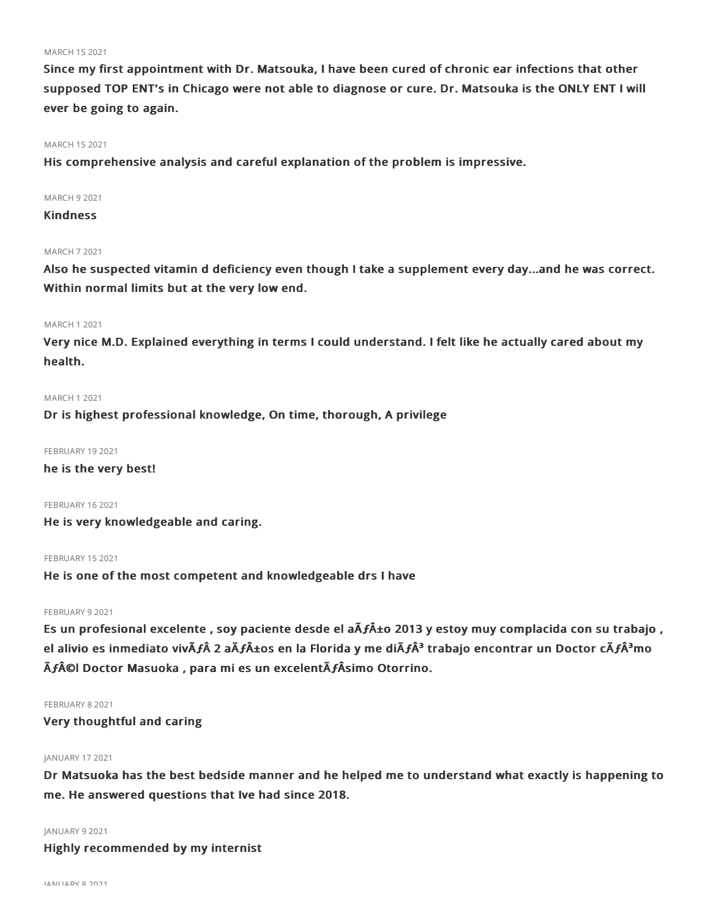MARCH 15 2021

**Since my first appointment with Dr. Matsouka, I have been cured of chronic ear infections that other supposed TOP ENT's in Chicago were not able to diagnose or cure. Dr. Matsouka is the ONLY ENT I will ever be going to again.**

MARCH 15 2021

**His comprehensive analysis and careful explanation of the problem is impressive.**

MARCH 9 2021

**Kindness**

MARCH 7 2021

**Also he suspected vitamin d deficiency even though I take a supplement every day...and he was correct. Within normal limits but at the very low end.**

MARCH 1 2021

**Very nice M.D. Explained everything in terms I could understand. I felt like he actually cared about my health.**

MARCH 1 2021

**Dr is highest professional knowledge, On time, thorough, A privilege**

FEBRUARY 19 2021

**he is the very best!**

FEBRUARY 16 2021

**He is very knowledgeable and caring.**

FEBRUARY 15 2021

**He is one of the most competent and knowledgeable drs I have**

FEBRUARY 9 2021

**Es un profesional excelente , soy paciente desde el aÃƒÂ±o 2013 y estoy muy complacida con su trabajo , el alivio es inmediato vivÃƒÂ 2 aÃƒÂ±os en la Florida y me diÃƒÂ³ trabajo encontrar un Doctor cÃƒÂ³mo ÃƒÂ©l Doctor Masuoka , para mi es un excelentÃƒÂsimo Otorrino.**

FEBRUARY 8 2021

**Very thoughtful and caring**

JANUARY 17 2021

**Dr Matsuoka has the best bedside manner and he helped me to understand what exactly is happening to me. He answered questions that Ive had since 2018.**

JANUARY 9 2021

**Highly recommended by my internist**

JANUARY 8 2021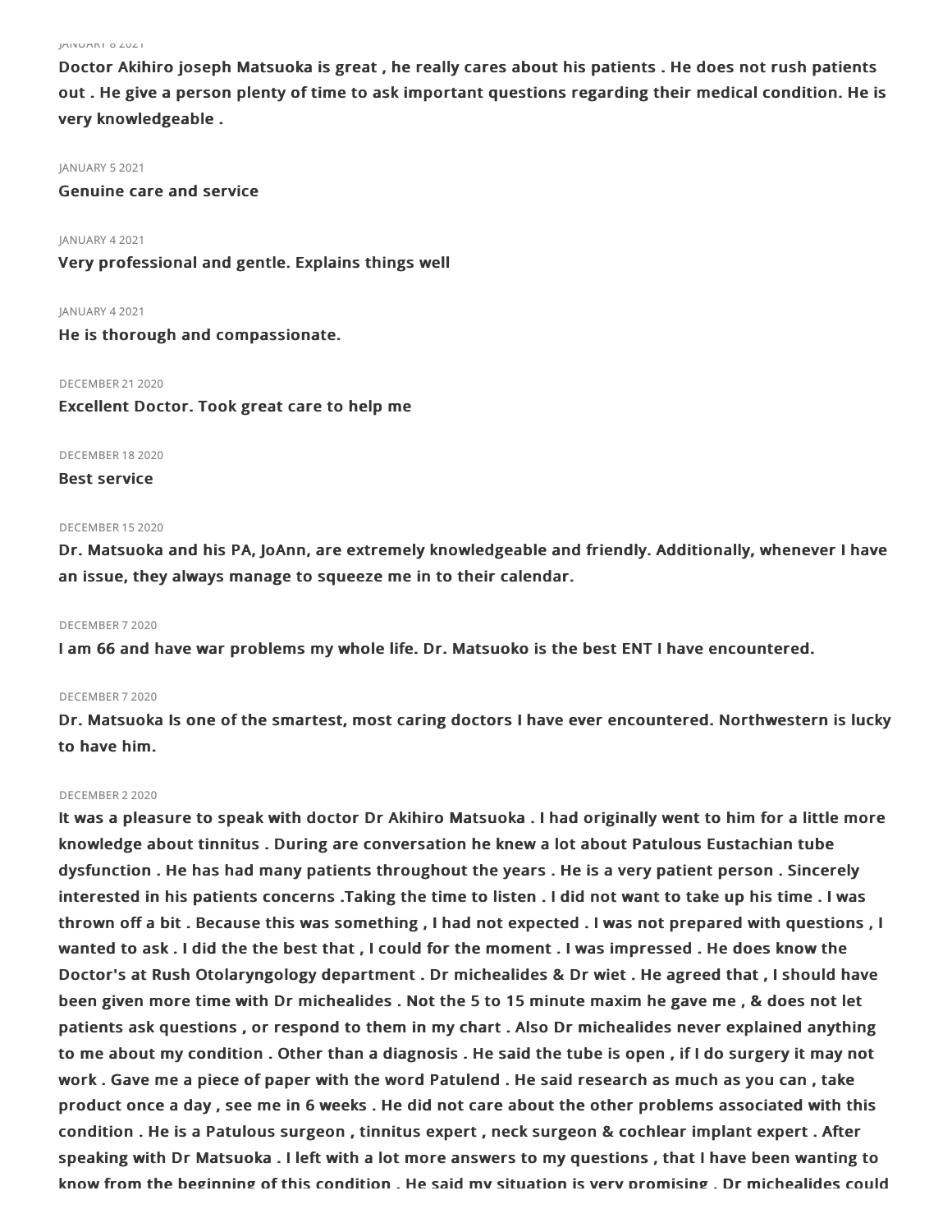JANUARY 8 2021

**Doctor Akihiro joseph Matsuoka is great , he really cares about his patients . He does not rush patients out . He give a person plenty of time to ask important questions regarding their medical condition. He is very knowledgeable .**

JANUARY 5 2021

**Genuine care and service**

JANUARY 4 2021

**Very professional and gentle. Explains things well**

JANUARY 4 2021

**He is thorough and compassionate.**

DECEMBER 21 2020

**Excellent Doctor. Took great care to help me**

DECEMBER 18 2020

**Best service**

DECEMBER 15 2020

**Dr. Matsuoka and his PA, JoAnn, are extremely knowledgeable and friendly. Additionally, whenever I have an issue, they always manage to squeeze me in to their calendar.**

DECEMBER 7 2020

**I am 66 and have war problems my whole life. Dr. Matsuoko is the best ENT I have encountered.**

DECEMBER 7 2020

**Dr. Matsuoka Is one of the smartest, most caring doctors I have ever encountered. Northwestern is lucky to have him.**

DECEMBER 2 2020

**It was a pleasure to speak with doctor Dr Akihiro Matsuoka . I had originally went to him for a little more knowledge about tinnitus . During are conversation he knew a lot about Patulous Eustachian tube dysfunction . He has had many patients throughout the years . He is a very patient person . Sincerely interested in his patients concerns .Taking the time to listen . I did not want to take up his time . I was thrown off a bit . Because this was something , I had not expected . I was not prepared with questions , I wanted to ask . I did the the best that , I could for the moment . I was impressed . He does know the Doctor's at Rush Otolaryngology department . Dr michealides & Dr wiet . He agreed that , I should have been given more time with Dr michealides . Not the 5 to 15 minute maxim he gave me , & does not let patients ask questions , or respond to them in my chart . Also Dr michealides never explained anything to me about my condition . Other than a diagnosis . He said the tube is open , if I do surgery it may not work . Gave me a piece of paper with the word Patulend . He said research as much as you can , take product once a day , see me in 6 weeks . He did not care about the other problems associated with this condition . He is a Patulous surgeon , tinnitus expert , neck surgeon & cochlear implant expert . After speaking with Dr Matsuoka . I left with a lot more answers to my questions , that I have been wanting to know from the beginning of this condition . He said my situation is very promising . Dr michealides could**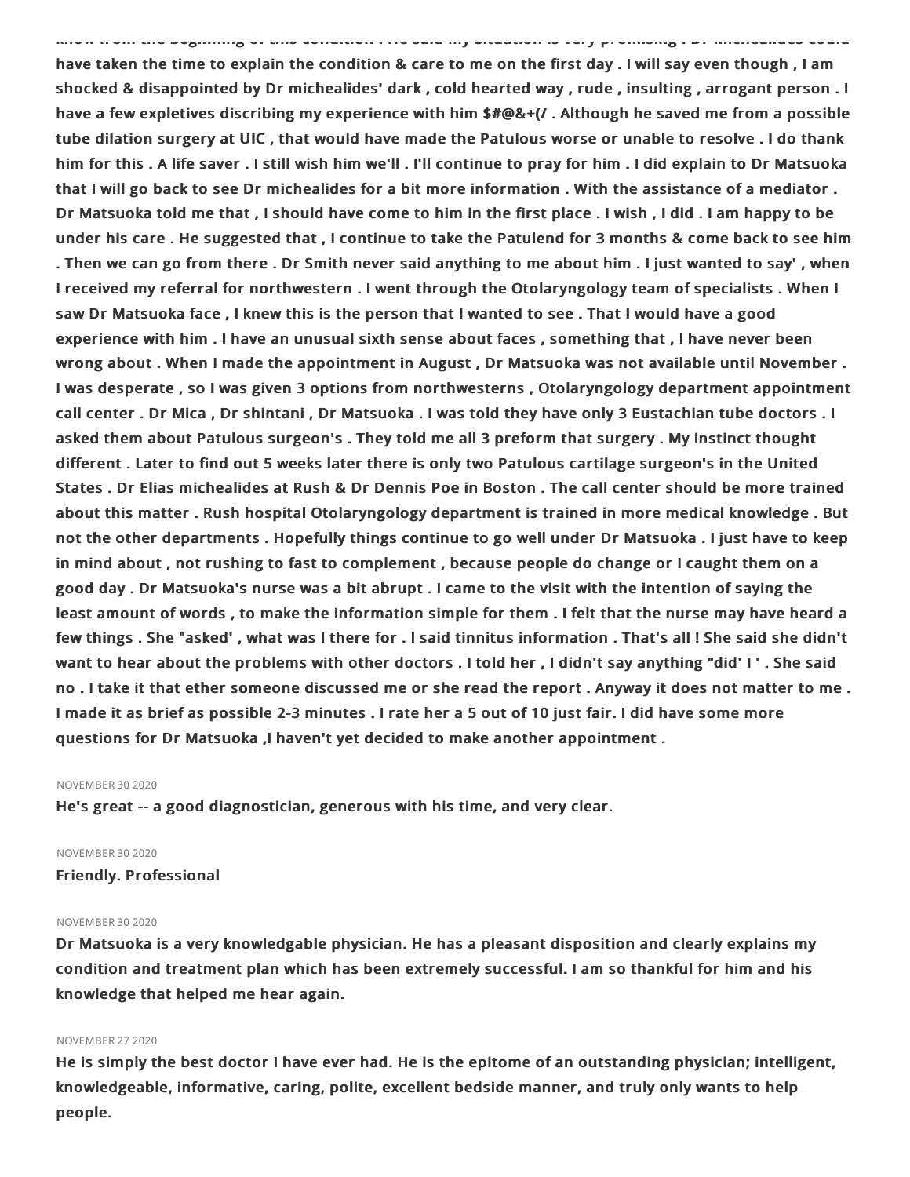know from the beginning of this condition . He said my situation is very promising . Dr michealides could have taken the time to explain the condition & care to me on the first day . I will say even though , I am shocked & disappointed by Dr michealides' dark , cold hearted way , rude , insulting , arrogant person . I have a few expletives discribing my experience with him $#@&+(/ . Although he saved me from a possible tube dilation surgery at UIC , that would have made the Patulous worse or unable to resolve . I do thank him for this . A life saver . I still wish him we'll . I'll continue to pray for him . I did explain to Dr Matsuoka that I will go back to see Dr michealides for a bit more information . With the assistance of a mediator . Dr Matsuoka told me that , I should have come to him in the first place . I wish , I did . I am happy to be under his care . He suggested that , I continue to take the Patulend for 3 months & come back to see him . Then we can go from there . Dr Smith never said anything to me about him . I just wanted to say' , when I received my referral for northwestern . I went through the Otolaryngology team of specialists . When I saw Dr Matsuoka face , I knew this is the person that I wanted to see . That I would have a good experience with him . I have an unusual sixth sense about faces , something that , I have never been wrong about . When I made the appointment in August , Dr Matsuoka was not available until November . I was desperate , so I was given 3 options from northwesterns , Otolaryngology department appointment call center . Dr Mica , Dr shintani , Dr Matsuoka . I was told they have only 3 Eustachian tube doctors . I asked them about Patulous surgeon's . They told me all 3 preform that surgery . My instinct thought different . Later to find out 5 weeks later there is only two Patulous cartilage surgeon's in the United States . Dr Elias michealides at Rush & Dr Dennis Poe in Boston . The call center should be more trained about this matter . Rush hospital Otolaryngology department is trained in more medical knowledge . But not the other departments . Hopefully things continue to go well under Dr Matsuoka . I just have to keep in mind about , not rushing to fast to complement , because people do change or I caught them on a good day . Dr Matsuoka's nurse was a bit abrupt . I came to the visit with the intention of saying the least amount of words , to make the information simple for them . I felt that the nurse may have heard a few things . She "asked' , what was I there for . I said tinnitus information . That's all ! She said she didn't want to hear about the problems with other doctors . I told her , I didn't say anything "did' I ' . She said no . I take it that ether someone discussed me or she read the report . Anyway it does not matter to me . I made it as brief as possible 2-3 minutes . I rate her a 5 out of 10 just fair. I did have some more questions for Dr Matsuoka ,I haven't yet decided to make another appointment .

NOVEMBER 30 2020

He's great -- a good diagnostician, generous with his time, and very clear.

NOVEMBER 30 2020

Friendly. Professional

NOVEMBER 30 2020

Dr Matsuoka is a very knowledgable physician. He has a pleasant disposition and clearly explains my condition and treatment plan which has been extremely successful. I am so thankful for him and his knowledge that helped me hear again.

NOVEMBER 27 2020

He is simply the best doctor I have ever had. He is the epitome of an outstanding physician; intelligent, knowledgeable, informative, caring, polite, excellent bedside manner, and truly only wants to help people.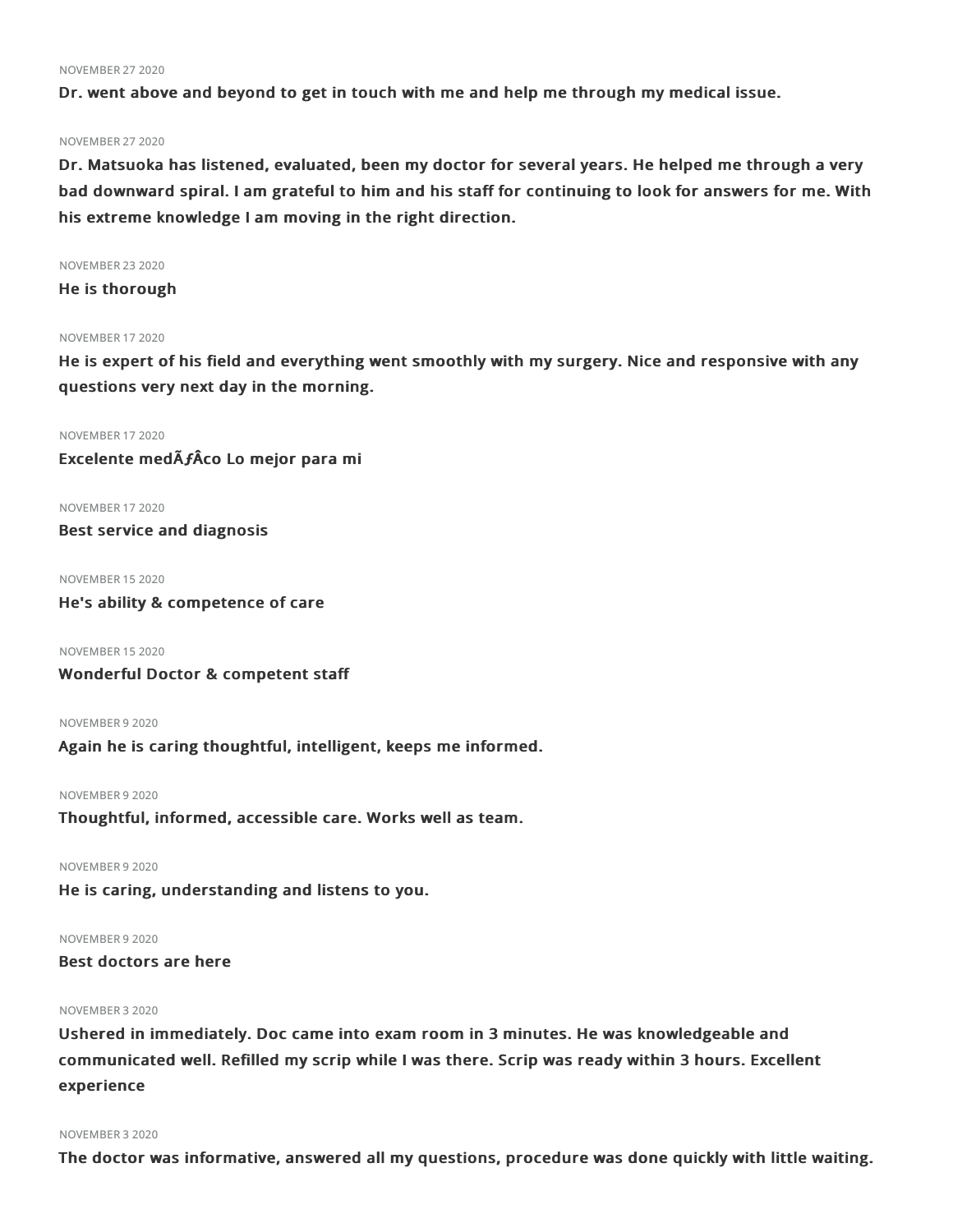NOVEMBER 27 2020

**Dr. went above and beyond to get in touch with me and help me through my medical issue.**

NOVEMBER 27 2020

**Dr. Matsuoka has listened, evaluated, been my doctor for several years. He helped me through a very bad downward spiral. I am grateful to him and his staff for continuing to look for answers for me. With his extreme knowledge I am moving in the right direction.**

NOVEMBER 23 2020

**He is thorough**

NOVEMBER 17 2020

**He is expert of his field and everything went smoothly with my surgery. Nice and responsive with any questions very next day in the morning.**

NOVEMBER 17 2020

**Excelente medÃƒÂco Lo mejor para mi**

NOVEMBER 17 2020

**Best service and diagnosis**

NOVEMBER 15 2020

**He's ability & competence of care**

NOVEMBER 15 2020

**Wonderful Doctor & competent staff**

NOVEMBER 9 2020

**Again he is caring thoughtful, intelligent, keeps me informed.**

NOVEMBER 9 2020

**Thoughtful, informed, accessible care. Works well as team.**

NOVEMBER 9 2020

**He is caring, understanding and listens to you.**

NOVEMBER 9 2020

**Best doctors are here**

NOVEMBER 3 2020

**Ushered in immediately. Doc came into exam room in 3 minutes. He was knowledgeable and communicated well. Refilled my scrip while I was there. Scrip was ready within 3 hours. Excellent experience**

NOVEMBER 3 2020

**The doctor was informative, answered all my questions, procedure was done quickly with little waiting.**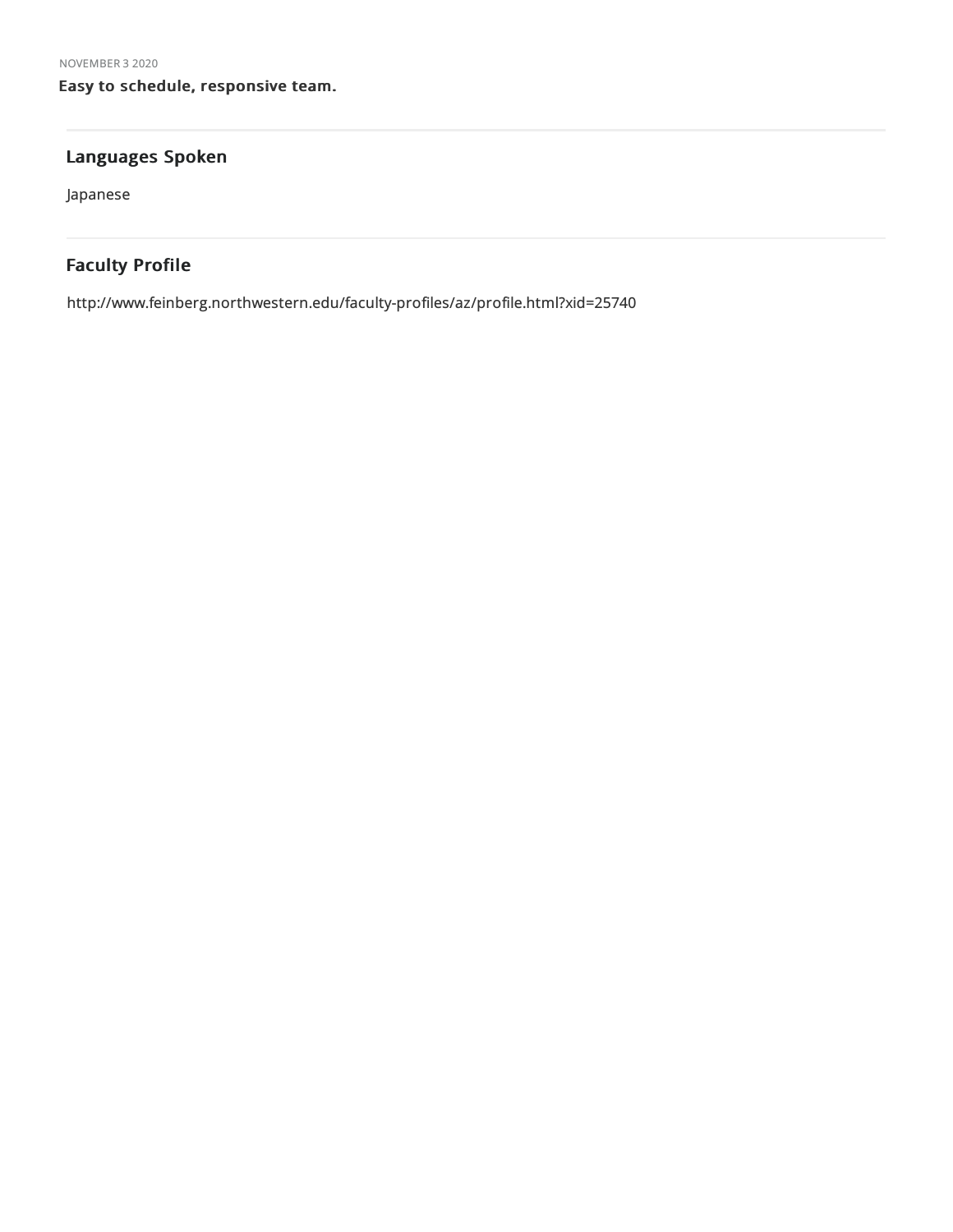NOVEMBER 3 2020

**Easy to schedule, responsive team.**

## Languages Spoken

Japanese

## Faculty Profile

http://www.feinberg.northwestern.edu/faculty-profiles/az/profile.html?xid=25740